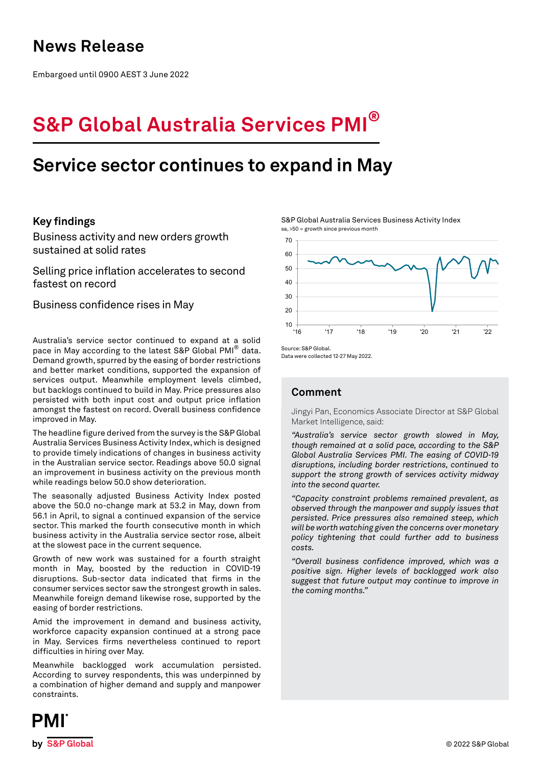# News Release

Embargoed until 0900 AEST 3 June 2022

# S&P Global Australia Services PMI®

## Service sector continues to expand in May

### Key findings

Business activity and new orders growth sustained at solid rates

Selling price inflation accelerates to second fastest on record

Business confidence rises in May

Australia's service sector continued to expand at a solid pace in May according to the latest S&P Global PMI® data. Demand growth, spurred by the easing of border restrictions and better market conditions, supported the expansion of services output. Meanwhile employment levels climbed, but backlogs continued to build in May. Price pressures also persisted with both input cost and output price inflation amongst the fastest on record. Overall business confidence improved in May.

The headline figure derived from the survey is the S&P Global Australia Services Business Activity Index, which is designed to provide timely indications of changes in business activity in the Australian service sector. Readings above 50.0 signal an improvement in business activity on the previous month while readings below 50.0 show deterioration.

The seasonally adjusted Business Activity Index posted above the 50.0 no-change mark at 53.2 in May, down from 56.1 in April, to signal a continued expansion of the service sector. This marked the fourth consecutive month in which business activity in the Australia service sector rose, albeit at the slowest pace in the current sequence.

Growth of new work was sustained for a fourth straight month in May, boosted by the reduction in COVID-19 disruptions. Sub-sector data indicated that firms in the consumer services sector saw the strongest growth in sales. Meanwhile foreign demand likewise rose, supported by the easing of border restrictions.

Amid the improvement in demand and business activity, workforce capacity expansion continued at a strong pace in May. Services firms nevertheless continued to report difficulties in hiring over May.

Meanwhile backlogged work accumulation persisted. According to survey respondents, this was underpinned by a combination of higher demand and supply and manpower constraints.

S&P Global Australia Services Business Activity Index
sa, >50 = growth since previous month

Source: S&P Global.
Data were collected 12-27 May 2022.

### Comment

Jingyi Pan, Economics Associate Director at S&P Global Market Intelligence, said:

*"Australia's service sector growth slowed in May, though remained at a solid pace, according to the S&P Global Australia Services PMI. The easing of COVID-19 disruptions, including border restrictions, continued to support the strong growth of services activity midway into the second quarter.*

*"Capacity constraint problems remained prevalent, as observed through the manpower and supply issues that persisted. Price pressures also remained steep, which will be worth watching given the concerns over monetary policy tightening that could further add to business costs.*

*"Overall business confidence improved, which was a positive sign. Higher levels of backlogged work also suggest that future output may continue to improve in the coming months."*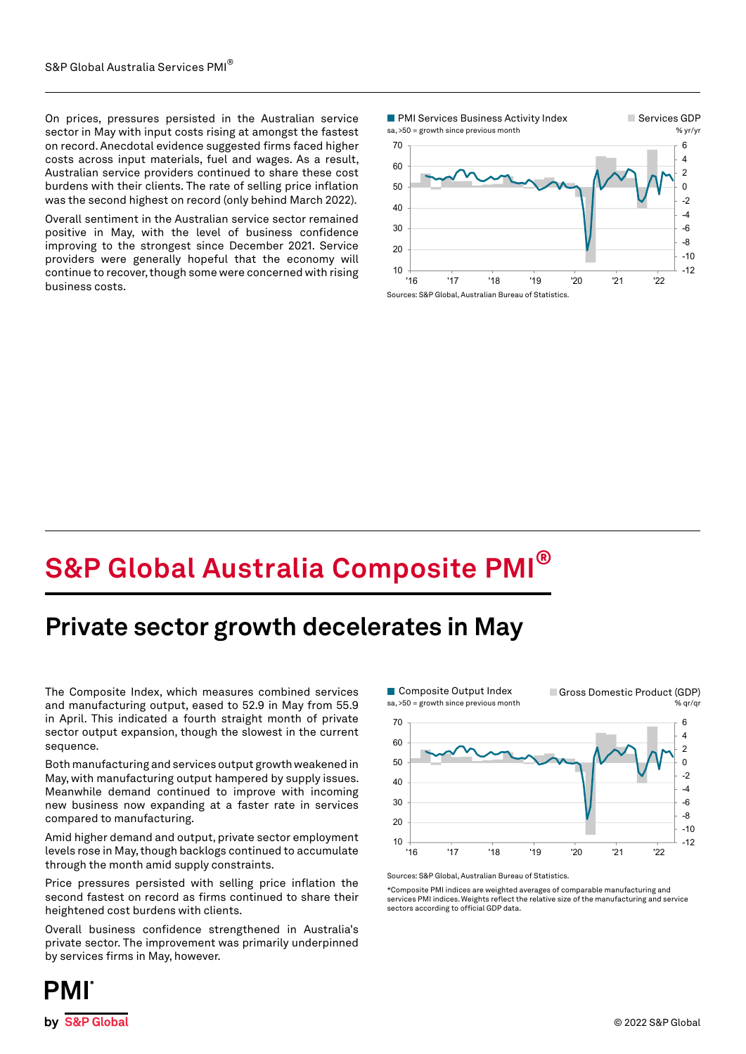On prices, pressures persisted in the Australian service sector in May with input costs rising at amongst the fastest on record. Anecdotal evidence suggested firms faced higher costs across input materials, fuel and wages. As a result, Australian service providers continued to share these cost burdens with their clients. The rate of selling price inflation was the second highest on record (only behind March 2022).

Overall sentiment in the Australian service sector remained positive in May, with the level of business confidence improving to the strongest since December 2021. Service providers were generally hopeful that the economy will continue to recover, though some were concerned with rising business costs.

PMI Services Business Activity Index — sa, >50 = growth since previous month
Services GDP — % yr/yr

Sources: S&P Global, Australian Bureau of Statistics.

# S&P Global Australia Composite PMI®

## Private sector growth decelerates in May

The Composite Index, which measures combined services and manufacturing output, eased to 52.9 in May from 55.9 in April. This indicated a fourth straight month of private sector output expansion, though the slowest in the current sequence.

Both manufacturing and services output growth weakened in May, with manufacturing output hampered by supply issues. Meanwhile demand continued to improve with incoming new business now expanding at a faster rate in services compared to manufacturing.

Amid higher demand and output, private sector employment levels rose in May, though backlogs continued to accumulate through the month amid supply constraints.

Price pressures persisted with selling price inflation the second fastest on record as firms continued to share their heightened cost burdens with clients.

Overall business confidence strengthened in Australia's private sector. The improvement was primarily underpinned by services firms in May, however.

Composite Output Index — sa, >50 = growth since previous month
Gross Domestic Product (GDP) — % qr/qr

Sources: S&P Global, Australian Bureau of Statistics.

*Composite PMI indices are weighted averages of comparable manufacturing and services PMI indices. Weights reflect the relative size of the manufacturing and service sectors according to official GDP data.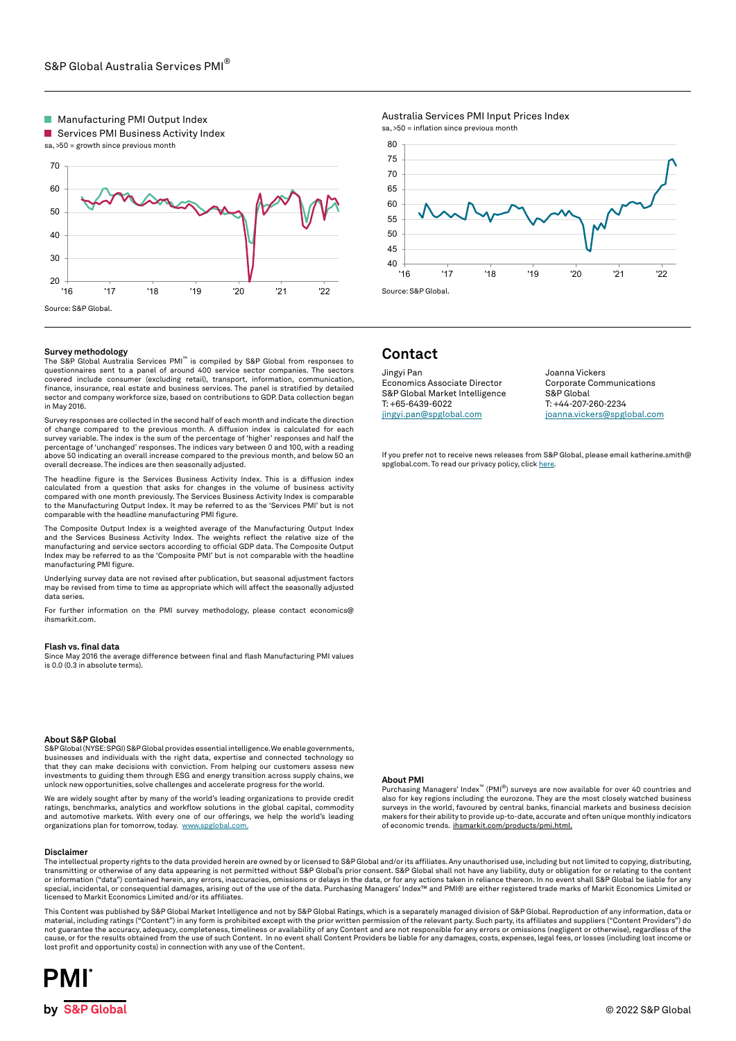Manufacturing PMI Output Index

Services PMI Business Activity Index

sa, >50 = growth since previous month

70
60
50
40
30
20
'16 '17 '18 '19 '20 '21 '22

Source: S&P Global.

Australia Services PMI Input Prices Index

sa, >50 = inflation since previous month

80
75
70
65
60
55
50
45
40
'16 '17 '18 '19 '20 '21 '22

Source: S&P Global.

### Survey methodology

The S&P Global Australia Services PMI™ is compiled by S&P Global from responses to questionnaires sent to a panel of around 400 service sector companies. The sectors covered include consumer (excluding retail), transport, information, communication, finance, insurance, real estate and business services. The panel is stratified by detailed sector and company workforce size, based on contributions to GDP. Data collection began in May 2016.

Survey responses are collected in the second half of each month and indicate the direction of change compared to the previous month. A diffusion index is calculated for each survey variable. The index is the sum of the percentage of 'higher' responses and half the percentage of 'unchanged' responses. The indices vary between 0 and 100, with a reading above 50 indicating an overall increase compared to the previous month, and below 50 an overall decrease. The indices are then seasonally adjusted.

The headline figure is the Services Business Activity Index. This is a diffusion index calculated from a question that asks for changes in the volume of business activity compared with one month previously. The Services Business Activity Index is comparable to the Manufacturing Output Index. It may be referred to as the 'Services PMI' but is not comparable with the headline manufacturing PMI figure.

The Composite Output Index is a weighted average of the Manufacturing Output Index and the Services Business Activity Index. The weights reflect the relative size of the manufacturing and service sectors according to official GDP data. The Composite Output Index may be referred to as the 'Composite PMI' but is not comparable with the headline manufacturing PMI figure.

Underlying survey data are not revised after publication, but seasonal adjustment factors may be revised from time to time as appropriate which will affect the seasonally adjusted data series.

For further information on the PMI survey methodology, please contact economics@ihsmarkit.com.

### Flash vs. final data

Since May 2016 the average difference between final and flash Manufacturing PMI values is 0.0 (0.3 in absolute terms).

## Contact

Jingyi Pan
Economics Associate Director
S&P Global Market Intelligence
T: +65-6439-6022
jingyi.pan@spglobal.com

Joanna Vickers
Corporate Communications
S&P Global
T: +44-207-260-2234
joanna.vickers@spglobal.com

If you prefer not to receive news releases from S&P Global, please email katherine.smith@spglobal.com. To read our privacy policy, click here.

### About S&P Global

S&P Global (NYSE: SPGI) S&P Global provides essential intelligence. We enable governments, businesses and individuals with the right data, expertise and connected technology so that they can make decisions with conviction. From helping our customers assess new investments to guiding them through ESG and energy transition across supply chains, we unlock new opportunities, solve challenges and accelerate progress for the world.

We are widely sought after by many of the world's leading organizations to provide credit ratings, benchmarks, analytics and workflow solutions in the global capital, commodity and automotive markets. With every one of our offerings, we help the world's leading organizations plan for tomorrow, today. www.spglobal.com.

### About PMI

Purchasing Managers' Index™ (PMI®) surveys are now available for over 40 countries and also for key regions including the eurozone. They are the most closely watched business surveys in the world, favoured by central banks, financial markets and business decision makers for their ability to provide up-to-date, accurate and often unique monthly indicators of economic trends. ihsmarkit.com/products/pmi.html.

### Disclaimer

The intellectual property rights to the data provided herein are owned by or licensed to S&P Global and/or its affiliates. Any unauthorised use, including but not limited to copying, distributing, transmitting or otherwise of any data appearing is not permitted without S&P Global's prior consent. S&P Global shall not have any liability, duty or obligation for or relating to the content or information ("data") contained herein, any errors, inaccuracies, omissions or delays in the data, or for any actions taken in reliance thereon. In no event shall S&P Global be liable for any special, incidental, or consequential damages, arising out of the use of the data. Purchasing Managers' Index™ and PMI® are either registered trade marks of Markit Economics Limited or licensed to Markit Economics Limited and/or its affiliates.

This Content was published by S&P Global Market Intelligence and not by S&P Global Ratings, which is a separately managed division of S&P Global. Reproduction of any information, data or material, including ratings ("Content") in any form is prohibited except with the prior written permission of the relevant party. Such party, its affiliates and suppliers ("Content Providers") do not guarantee the accuracy, adequacy, completeness, timeliness or availability of any Content and are not responsible for any errors or omissions (negligent or otherwise), regardless of the cause, or for the results obtained from the use of such Content. In no event shall Content Providers be liable for any damages, costs, expenses, legal fees, or losses (including lost income or lost profit and opportunity costs) in connection with any use of the Content.

PMI by S&P Global

© 2022 S&P Global